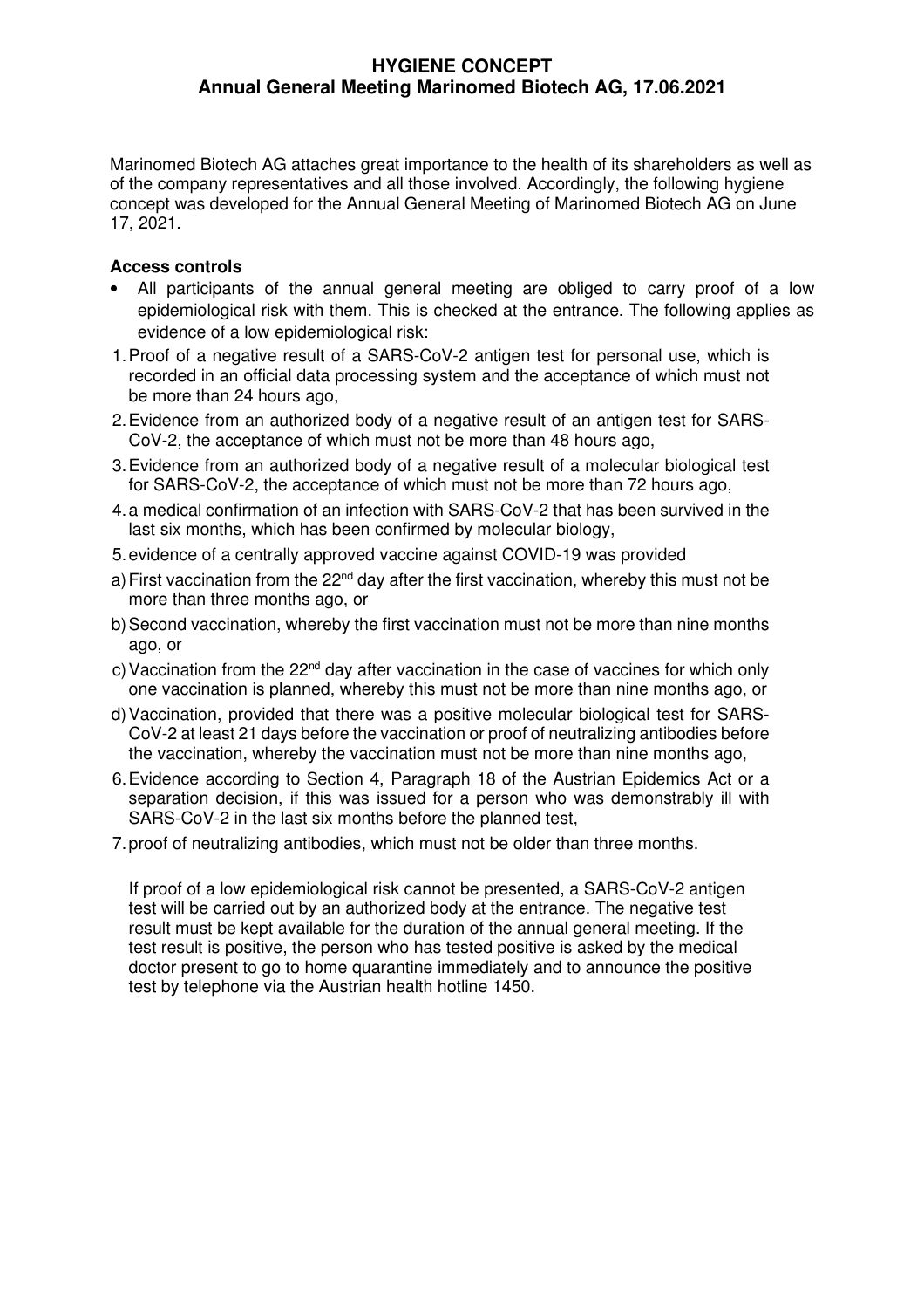# HYGIENE CONCEPT
## Annual General Meeting Marinomed Biotech AG, 17.06.2021

Marinomed Biotech AG attaches great importance to the health of its shareholders as well as of the company representatives and all those involved. Accordingly, the following hygiene concept was developed for the Annual General Meeting of Marinomed Biotech AG on June 17, 2021.

**Access controls**

- All participants of the annual general meeting are obliged to carry proof of a low epidemiological risk with them. This is checked at the entrance. The following applies as evidence of a low epidemiological risk:

1. Proof of a negative result of a SARS-CoV-2 antigen test for personal use, which is recorded in an official data processing system and the acceptance of which must not be more than 24 hours ago,
2. Evidence from an authorized body of a negative result of an antigen test for SARS-CoV-2, the acceptance of which must not be more than 48 hours ago,
3. Evidence from an authorized body of a negative result of a molecular biological test for SARS-CoV-2, the acceptance of which must not be more than 72 hours ago,
4. a medical confirmation of an infection with SARS-CoV-2 that has been survived in the last six months, which has been confirmed by molecular biology,
5. evidence of a centrally approved vaccine against COVID-19 was provided

a) First vaccination from the 22nd day after the first vaccination, whereby this must not be more than three months ago, or

b) Second vaccination, whereby the first vaccination must not be more than nine months ago, or

c) Vaccination from the 22nd day after vaccination in the case of vaccines for which only one vaccination is planned, whereby this must not be more than nine months ago, or

d) Vaccination, provided that there was a positive molecular biological test for SARS-CoV-2 at least 21 days before the vaccination or proof of neutralizing antibodies before the vaccination, whereby the vaccination must not be more than nine months ago,

6. Evidence according to Section 4, Paragraph 18 of the Austrian Epidemics Act or a separation decision, if this was issued for a person who was demonstrably ill with SARS-CoV-2 in the last six months before the planned test,
7. proof of neutralizing antibodies, which must not be older than three months.

If proof of a low epidemiological risk cannot be presented, a SARS-CoV-2 antigen test will be carried out by an authorized body at the entrance. The negative test result must be kept available for the duration of the annual general meeting. If the test result is positive, the person who has tested positive is asked by the medical doctor present to go to home quarantine immediately and to announce the positive test by telephone via the Austrian health hotline 1450.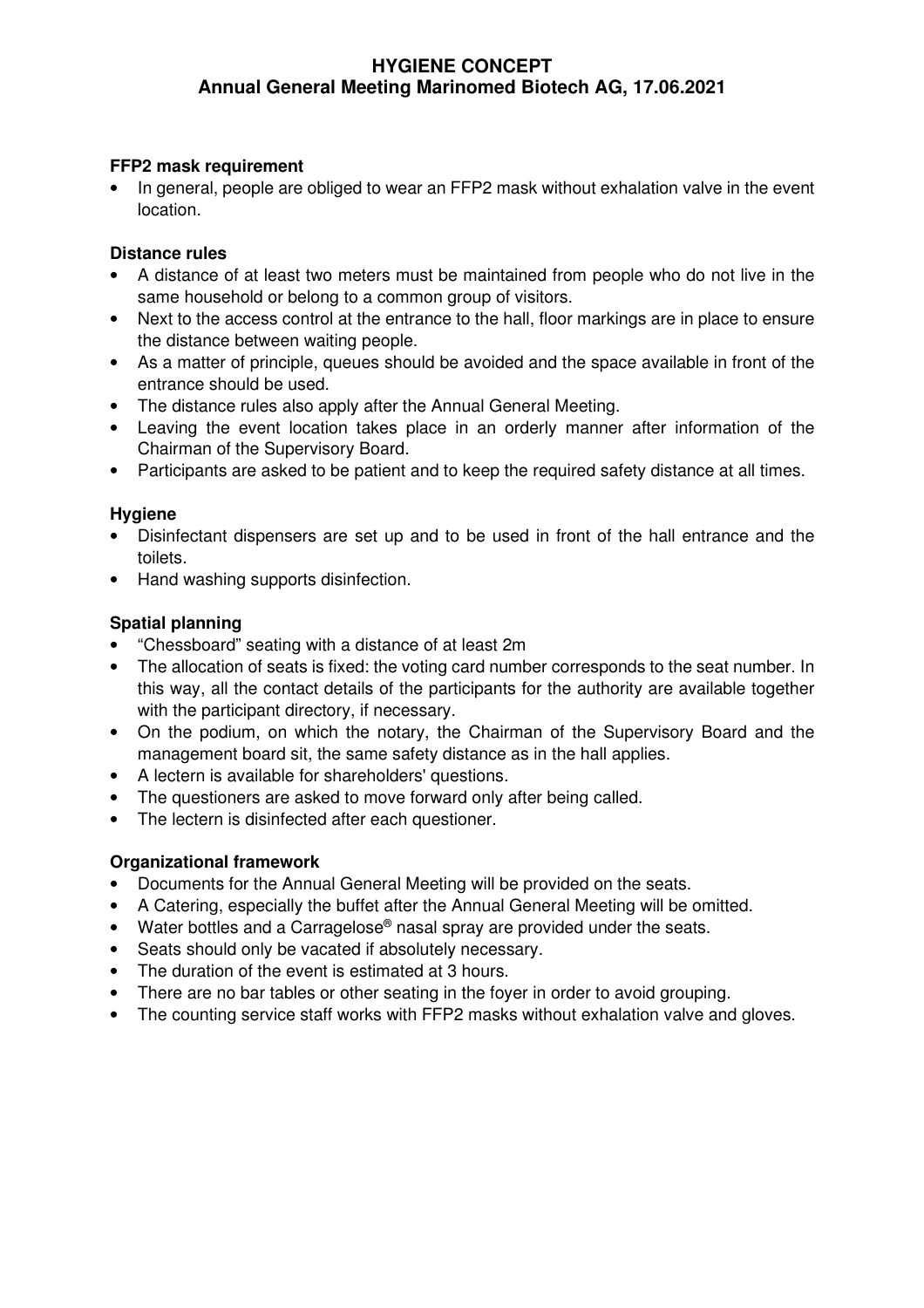# HYGIENE CONCEPT
## Annual General Meeting Marinomed Biotech AG, 17.06.2021

**FFP2 mask requirement**

- In general, people are obliged to wear an FFP2 mask without exhalation valve in the event location.

**Distance rules**

- A distance of at least two meters must be maintained from people who do not live in the same household or belong to a common group of visitors.
- Next to the access control at the entrance to the hall, floor markings are in place to ensure the distance between waiting people.
- As a matter of principle, queues should be avoided and the space available in front of the entrance should be used.
- The distance rules also apply after the Annual General Meeting.
- Leaving the event location takes place in an orderly manner after information of the Chairman of the Supervisory Board.
- Participants are asked to be patient and to keep the required safety distance at all times.

**Hygiene**

- Disinfectant dispensers are set up and to be used in front of the hall entrance and the toilets.
- Hand washing supports disinfection.

**Spatial planning**

- "Chessboard" seating with a distance of at least 2m
- The allocation of seats is fixed: the voting card number corresponds to the seat number. In this way, all the contact details of the participants for the authority are available together with the participant directory, if necessary.
- On the podium, on which the notary, the Chairman of the Supervisory Board and the management board sit, the same safety distance as in the hall applies.
- A lectern is available for shareholders' questions.
- The questioners are asked to move forward only after being called.
- The lectern is disinfected after each questioner.

**Organizational framework**

- Documents for the Annual General Meeting will be provided on the seats.
- A Catering, especially the buffet after the Annual General Meeting will be omitted.
- Water bottles and a Carragelose® nasal spray are provided under the seats.
- Seats should only be vacated if absolutely necessary.
- The duration of the event is estimated at 3 hours.
- There are no bar tables or other seating in the foyer in order to avoid grouping.
- The counting service staff works with FFP2 masks without exhalation valve and gloves.